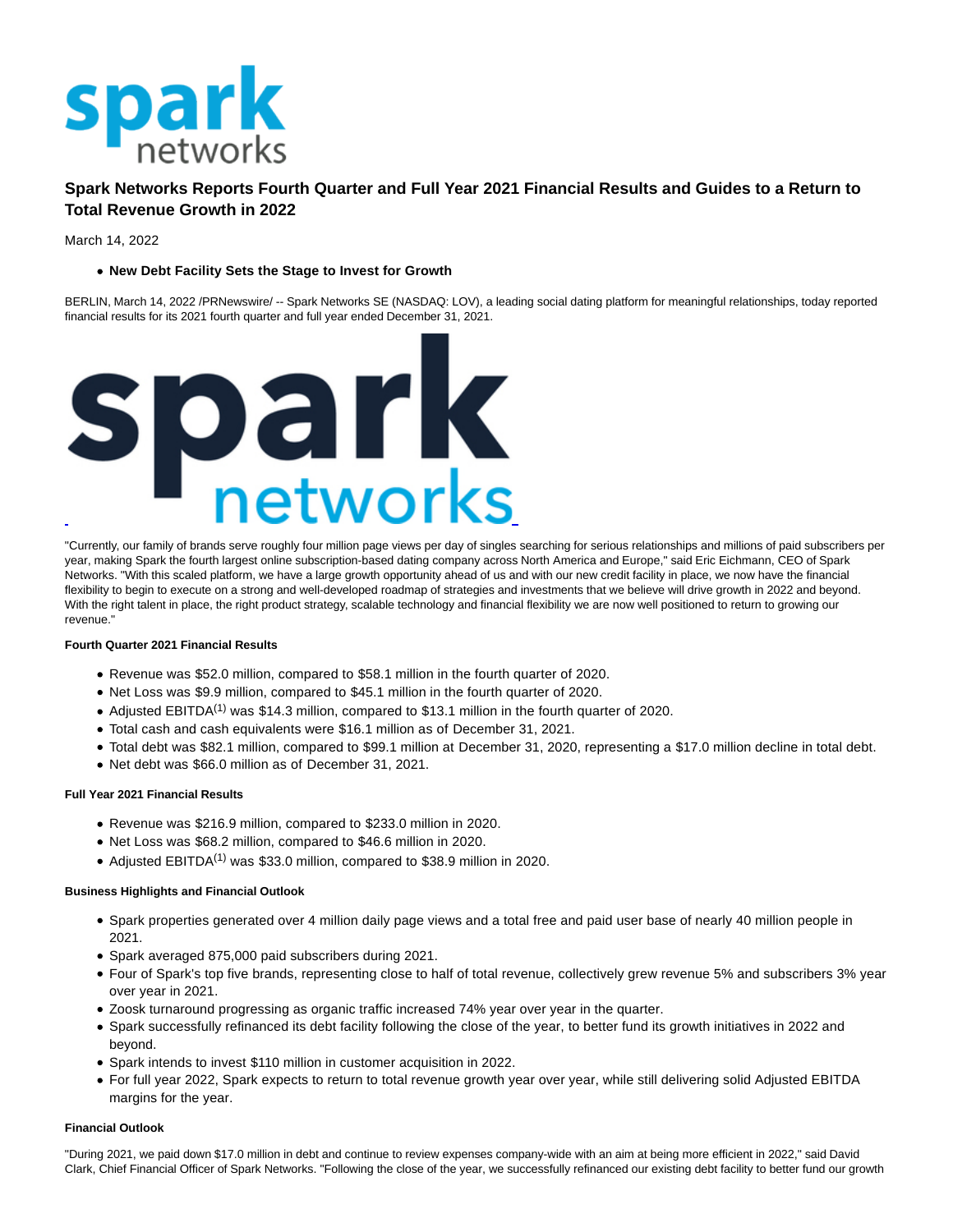# Spark Networks Reports Fourth Quarter and Full Year 2021 Financial Results and Guides to a Return to Total Revenue Growth in 2022

March 14, 2022

- **New Debt Facility Sets the Stage to Invest for Growth**

BERLIN, March 14, 2022 /PRNewswire/ -- Spark Networks SE (NASDAQ: LOV), a leading social dating platform for meaningful relationships, today reported financial results for its 2021 fourth quarter and full year ended December 31, 2021.

"Currently, our family of brands serve roughly four million page views per day of singles searching for serious relationships and millions of paid subscribers per year, making Spark the fourth largest online subscription-based dating company across North America and Europe," said Eric Eichmann, CEO of Spark Networks. "With this scaled platform, we have a large growth opportunity ahead of us and with our new credit facility in place, we now have the financial flexibility to begin to execute on a strong and well-developed roadmap of strategies and investments that we believe will drive growth in 2022 and beyond. With the right talent in place, the right product strategy, scalable technology and financial flexibility we are now well positioned to return to growing our revenue."

**Fourth Quarter 2021 Financial Results**

- Revenue was $52.0 million, compared to $58.1 million in the fourth quarter of 2020.
- Net Loss was $9.9 million, compared to $45.1 million in the fourth quarter of 2020.
- Adjusted EBITDA(1) was $14.3 million, compared to $13.1 million in the fourth quarter of 2020.
- Total cash and cash equivalents were $16.1 million as of December 31, 2021.
- Total debt was $82.1 million, compared to $99.1 million at December 31, 2020, representing a $17.0 million decline in total debt.
- Net debt was $66.0 million as of December 31, 2021.

**Full Year 2021 Financial Results**

- Revenue was $216.9 million, compared to $233.0 million in 2020.
- Net Loss was $68.2 million, compared to $46.6 million in 2020.
- Adjusted EBITDA(1) was $33.0 million, compared to $38.9 million in 2020.

**Business Highlights and Financial Outlook**

- Spark properties generated over 4 million daily page views and a total free and paid user base of nearly 40 million people in 2021.
- Spark averaged 875,000 paid subscribers during 2021.
- Four of Spark's top five brands, representing close to half of total revenue, collectively grew revenue 5% and subscribers 3% year over year in 2021.
- Zoosk turnaround progressing as organic traffic increased 74% year over year in the quarter.
- Spark successfully refinanced its debt facility following the close of the year, to better fund its growth initiatives in 2022 and beyond.
- Spark intends to invest $110 million in customer acquisition in 2022.
- For full year 2022, Spark expects to return to total revenue growth year over year, while still delivering solid Adjusted EBITDA margins for the year.

**Financial Outlook**

"During 2021, we paid down $17.0 million in debt and continue to review expenses company-wide with an aim at being more efficient in 2022," said David Clark, Chief Financial Officer of Spark Networks. "Following the close of the year, we successfully refinanced our existing debt facility to better fund our growth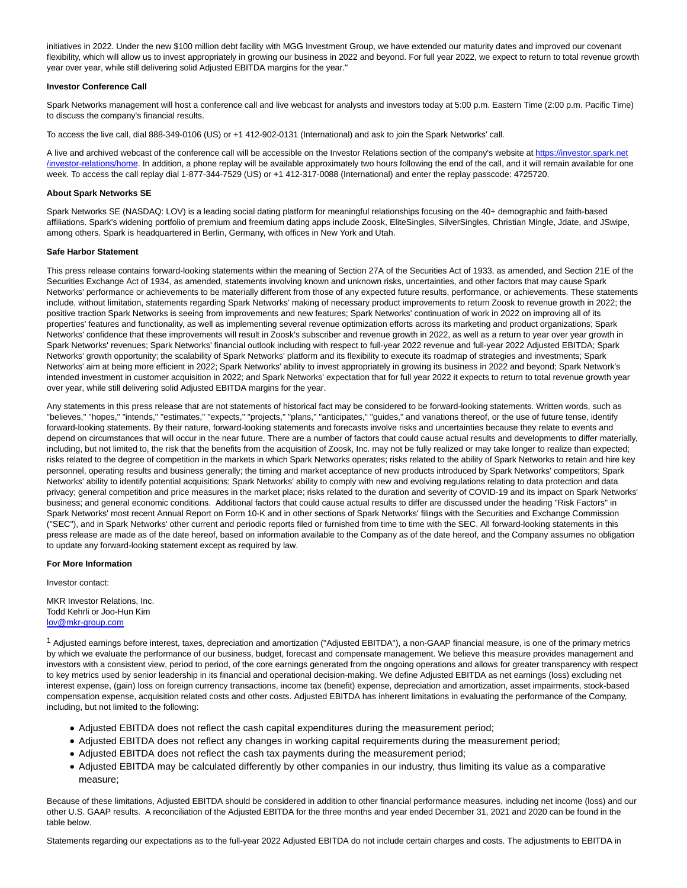initiatives in 2022. Under the new $100 million debt facility with MGG Investment Group, we have extended our maturity dates and improved our covenant flexibility, which will allow us to invest appropriately in growing our business in 2022 and beyond. For full year 2022, we expect to return to total revenue growth year over year, while still delivering solid Adjusted EBITDA margins for the year."

**Investor Conference Call**

Spark Networks management will host a conference call and live webcast for analysts and investors today at 5:00 p.m. Eastern Time (2:00 p.m. Pacific Time) to discuss the company's financial results.

To access the live call, dial 888-349-0106 (US) or +1 412-902-0131 (International) and ask to join the Spark Networks' call.

A live and archived webcast of the conference call will be accessible on the Investor Relations section of the company's website at [https://investor.spark.net/investor-relations/home](https://investor.spark.net/investor-relations/home). In addition, a phone replay will be available approximately two hours following the end of the call, and it will remain available for one week. To access the call replay dial 1-877-344-7529 (US) or +1 412-317-0088 (International) and enter the replay passcode: 4725720.

**About Spark Networks SE**

Spark Networks SE (NASDAQ: LOV) is a leading social dating platform for meaningful relationships focusing on the 40+ demographic and faith-based affiliations. Spark's widening portfolio of premium and freemium dating apps include Zoosk, EliteSingles, SilverSingles, Christian Mingle, Jdate, and JSwipe, among others. Spark is headquartered in Berlin, Germany, with offices in New York and Utah.

**Safe Harbor Statement**

This press release contains forward-looking statements within the meaning of Section 27A of the Securities Act of 1933, as amended, and Section 21E of the Securities Exchange Act of 1934, as amended, statements involving known and unknown risks, uncertainties, and other factors that may cause Spark Networks' performance or achievements to be materially different from those of any expected future results, performance, or achievements. These statements include, without limitation, statements regarding Spark Networks' making of necessary product improvements to return Zoosk to revenue growth in 2022; the positive traction Spark Networks is seeing from improvements and new features; Spark Networks' continuation of work in 2022 on improving all of its properties' features and functionality, as well as implementing several revenue optimization efforts across its marketing and product organizations; Spark Networks' confidence that these improvements will result in Zoosk's subscriber and revenue growth in 2022, as well as a return to year over year growth in Spark Networks' revenues; Spark Networks' financial outlook including with respect to full-year 2022 revenue and full-year 2022 Adjusted EBITDA; Spark Networks' growth opportunity; the scalability of Spark Networks' platform and its flexibility to execute its roadmap of strategies and investments; Spark Networks' aim at being more efficient in 2022; Spark Networks' ability to invest appropriately in growing its business in 2022 and beyond; Spark Network's intended investment in customer acquisition in 2022; and Spark Networks' expectation that for full year 2022 it expects to return to total revenue growth year over year, while still delivering solid Adjusted EBITDA margins for the year.

Any statements in this press release that are not statements of historical fact may be considered to be forward-looking statements. Written words, such as "believes," "hopes," "intends," "estimates," "expects," "projects," "plans," "anticipates," "guides," and variations thereof, or the use of future tense, identify forward-looking statements. By their nature, forward-looking statements and forecasts involve risks and uncertainties because they relate to events and depend on circumstances that will occur in the near future. There are a number of factors that could cause actual results and developments to differ materially, including, but not limited to, the risk that the benefits from the acquisition of Zoosk, Inc. may not be fully realized or may take longer to realize than expected; risks related to the degree of competition in the markets in which Spark Networks operates; risks related to the ability of Spark Networks to retain and hire key personnel, operating results and business generally; the timing and market acceptance of new products introduced by Spark Networks' competitors; Spark Networks' ability to identify potential acquisitions; Spark Networks' ability to comply with new and evolving regulations relating to data protection and data privacy; general competition and price measures in the market place; risks related to the duration and severity of COVID-19 and its impact on Spark Networks' business; and general economic conditions. Additional factors that could cause actual results to differ are discussed under the heading "Risk Factors" in Spark Networks' most recent Annual Report on Form 10-K and in other sections of Spark Networks' filings with the Securities and Exchange Commission ("SEC"), and in Spark Networks' other current and periodic reports filed or furnished from time to time with the SEC. All forward-looking statements in this press release are made as of the date hereof, based on information available to the Company as of the date hereof, and the Company assumes no obligation to update any forward-looking statement except as required by law.

**For More Information**

Investor contact:

MKR Investor Relations, Inc.
Todd Kehrli or Joo-Hun Kim
[lov@mkr-group.com](mailto:lov@mkr-group.com)

[1] Adjusted earnings before interest, taxes, depreciation and amortization ("Adjusted EBITDA"), a non-GAAP financial measure, is one of the primary metrics by which we evaluate the performance of our business, budget, forecast and compensate management. We believe this measure provides management and investors with a consistent view, period to period, of the core earnings generated from the ongoing operations and allows for greater transparency with respect to key metrics used by senior leadership in its financial and operational decision-making. We define Adjusted EBITDA as net earnings (loss) excluding net interest expense, (gain) loss on foreign currency transactions, income tax (benefit) expense, depreciation and amortization, asset impairments, stock-based compensation expense, acquisition related costs and other costs. Adjusted EBITDA has inherent limitations in evaluating the performance of the Company, including, but not limited to the following:

- Adjusted EBITDA does not reflect the cash capital expenditures during the measurement period;
- Adjusted EBITDA does not reflect any changes in working capital requirements during the measurement period;
- Adjusted EBITDA does not reflect the cash tax payments during the measurement period;
- Adjusted EBITDA may be calculated differently by other companies in our industry, thus limiting its value as a comparative measure;

Because of these limitations, Adjusted EBITDA should be considered in addition to other financial performance measures, including net income (loss) and our other U.S. GAAP results. A reconciliation of the Adjusted EBITDA for the three months and year ended December 31, 2021 and 2020 can be found in the table below.

Statements regarding our expectations as to the full-year 2022 Adjusted EBITDA do not include certain charges and costs. The adjustments to EBITDA in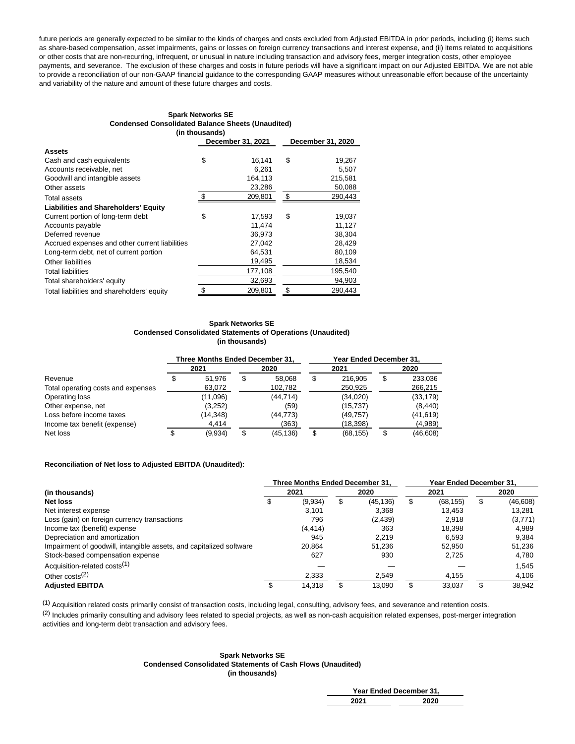future periods are generally expected to be similar to the kinds of charges and costs excluded from Adjusted EBITDA in prior periods, including (i) items such as share-based compensation, asset impairments, gains or losses on foreign currency transactions and interest expense, and (ii) items related to acquisitions or other costs that are non-recurring, infrequent, or unusual in nature including transaction and advisory fees, merger integration costs, other employee payments, and severance. The exclusion of these charges and costs in future periods will have a significant impact on our Adjusted EBITDA. We are not able to provide a reconciliation of our non-GAAP financial guidance to the corresponding GAAP measures without unreasonable effort because of the uncertainty and variability of the nature and amount of these future charges and costs.

**Spark Networks SE**
**Condensed Consolidated Balance Sheets (Unaudited)**
**(in thousands)**

| | December 31, 2021 | December 31, 2020 |
|---|---|---|
| **Assets** | | |
| Cash and cash equivalents | $ 16,141 | $ 19,267 |
| Accounts receivable, net | 6,261 | 5,507 |
| Goodwill and intangible assets | 164,113 | 215,581 |
| Other assets | 23,286 | 50,088 |
| Total assets | $ 209,801 | $ 290,443 |
| **Liabilities and Shareholders' Equity** | | |
| Current portion of long-term debt | $ 17,593 | $ 19,037 |
| Accounts payable | 11,474 | 11,127 |
| Deferred revenue | 36,973 | 38,304 |
| Accrued expenses and other current liabilities | 27,042 | 28,429 |
| Long-term debt, net of current portion | 64,531 | 80,109 |
| Other liabilities | 19,495 | 18,534 |
| Total liabilities | 177,108 | 195,540 |
| Total shareholders' equity | 32,693 | 94,903 |
| Total liabilities and shareholders' equity | $ 209,801 | $ 290,443 |

**Spark Networks SE**
**Condensed Consolidated Statements of Operations (Unaudited)**
**(in thousands)**

| | Three Months Ended December 31, | | Year Ended December 31, | |
|---|---|---|---|---|
| | 2021 | 2020 | 2021 | 2020 |
| Revenue | $ 51,976 | $ 58,068 | $ 216,905 | $ 233,036 |
| Total operating costs and expenses | 63,072 | 102,782 | 250,925 | 266,215 |
| Operating loss | (11,096) | (44,714) | (34,020) | (33,179) |
| Other expense, net | (3,252) | (59) | (15,737) | (8,440) |
| Loss before income taxes | (14,348) | (44,773) | (49,757) | (41,619) |
| Income tax benefit (expense) | 4,414 | (363) | (18,398) | (4,989) |
| Net loss | $ (9,934) | $ (45,136) | $ (68,155) | $ (46,608) |

**Reconciliation of Net loss to Adjusted EBITDA (Unaudited):**

| | Three Months Ended December 31, | | Year Ended December 31, | |
|---|---|---|---|---|
| **(in thousands)** | 2021 | 2020 | 2021 | 2020 |
| **Net loss** | $ (9,934) | $ (45,136) | $ (68,155) | $ (46,608) |
| Net interest expense | 3,101 | 3,368 | 13,453 | 13,281 |
| Loss (gain) on foreign currency transactions | 796 | (2,439) | 2,918 | (3,771) |
| Income tax (benefit) expense | (4,414) | 363 | 18,398 | 4,989 |
| Depreciation and amortization | 945 | 2,219 | 6,593 | 9,384 |
| Impairment of goodwill, intangible assets, and capitalized software | 20,864 | 51,236 | 52,950 | 51,236 |
| Stock-based compensation expense | 627 | 930 | 2,725 | 4,780 |
| Acquisition-related costs(1) | — | — | — | 1,545 |
| Other costs(2) | 2,333 | 2,549 | 4,155 | 4,106 |
| **Adjusted EBITDA** | $ 14,318 | $ 13,090 | $ 33,037 | $ 38,942 |

(1) Acquisition related costs primarily consist of transaction costs, including legal, consulting, advisory fees, and severance and retention costs.

(2) Includes primarily consulting and advisory fees related to special projects, as well as non-cash acquisition related expenses, post-merger integration activities and long-term debt transaction and advisory fees.

**Spark Networks SE**
**Condensed Consolidated Statements of Cash Flows (Unaudited)**
**(in thousands)**

| | Year Ended December 31, | |
|---|---|---|
| | 2021 | 2020 |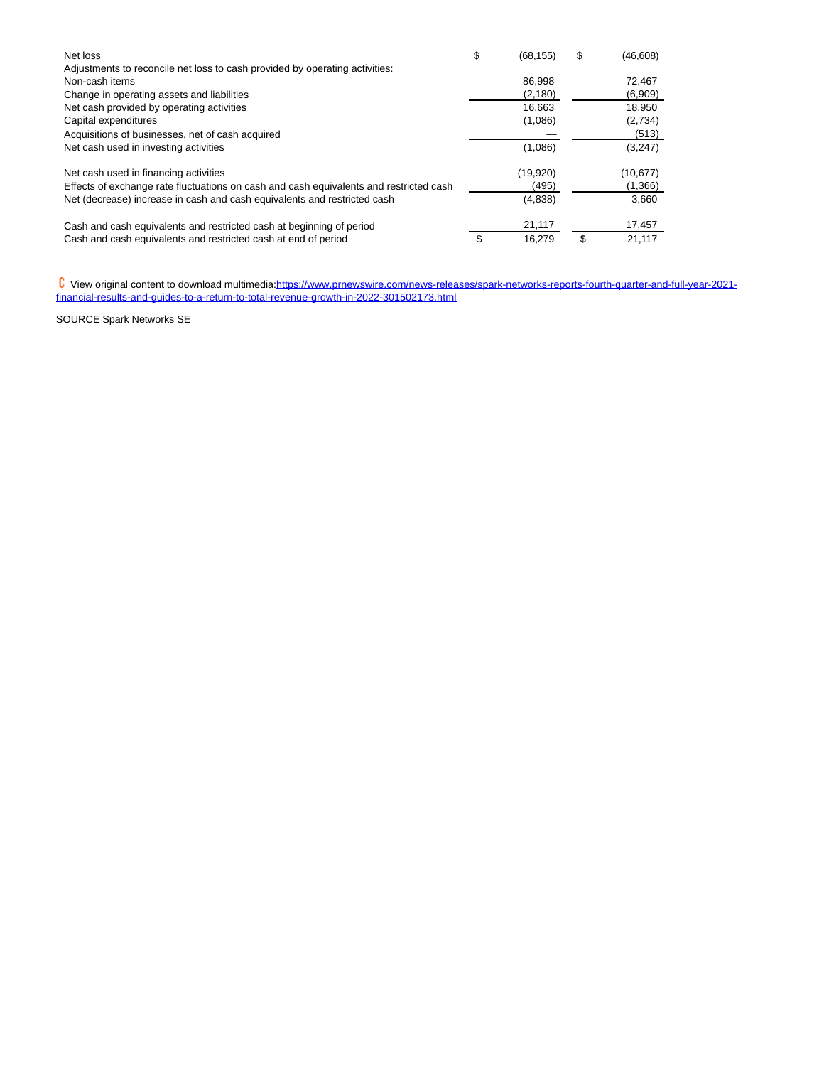| | | |
|---|---|---|
| Net loss | $ (68,155) | $ (46,608) |
| Adjustments to reconcile net loss to cash provided by operating activities: | | |
| Non-cash items | 86,998 | 72,467 |
| Change in operating assets and liabilities | (2,180) | (6,909) |
| Net cash provided by operating activities | 16,663 | 18,950 |
| Capital expenditures | (1,086) | (2,734) |
| Acquisitions of businesses, net of cash acquired | — | (513) |
| Net cash used in investing activities | (1,086) | (3,247) |
| Net cash used in financing activities | (19,920) | (10,677) |
| Effects of exchange rate fluctuations on cash and cash equivalents and restricted cash | (495) | (1,366) |
| Net (decrease) increase in cash and cash equivalents and restricted cash | (4,838) | 3,660 |
| Cash and cash equivalents and restricted cash at beginning of period | 21,117 | 17,457 |
| Cash and cash equivalents and restricted cash at end of period | $ 16,279 | $ 21,117 |

View original content to download multimedia:https://www.prnewswire.com/news-releases/spark-networks-reports-fourth-quarter-and-full-year-2021-financial-results-and-guides-to-a-return-to-total-revenue-growth-in-2022-301502173.html

SOURCE Spark Networks SE